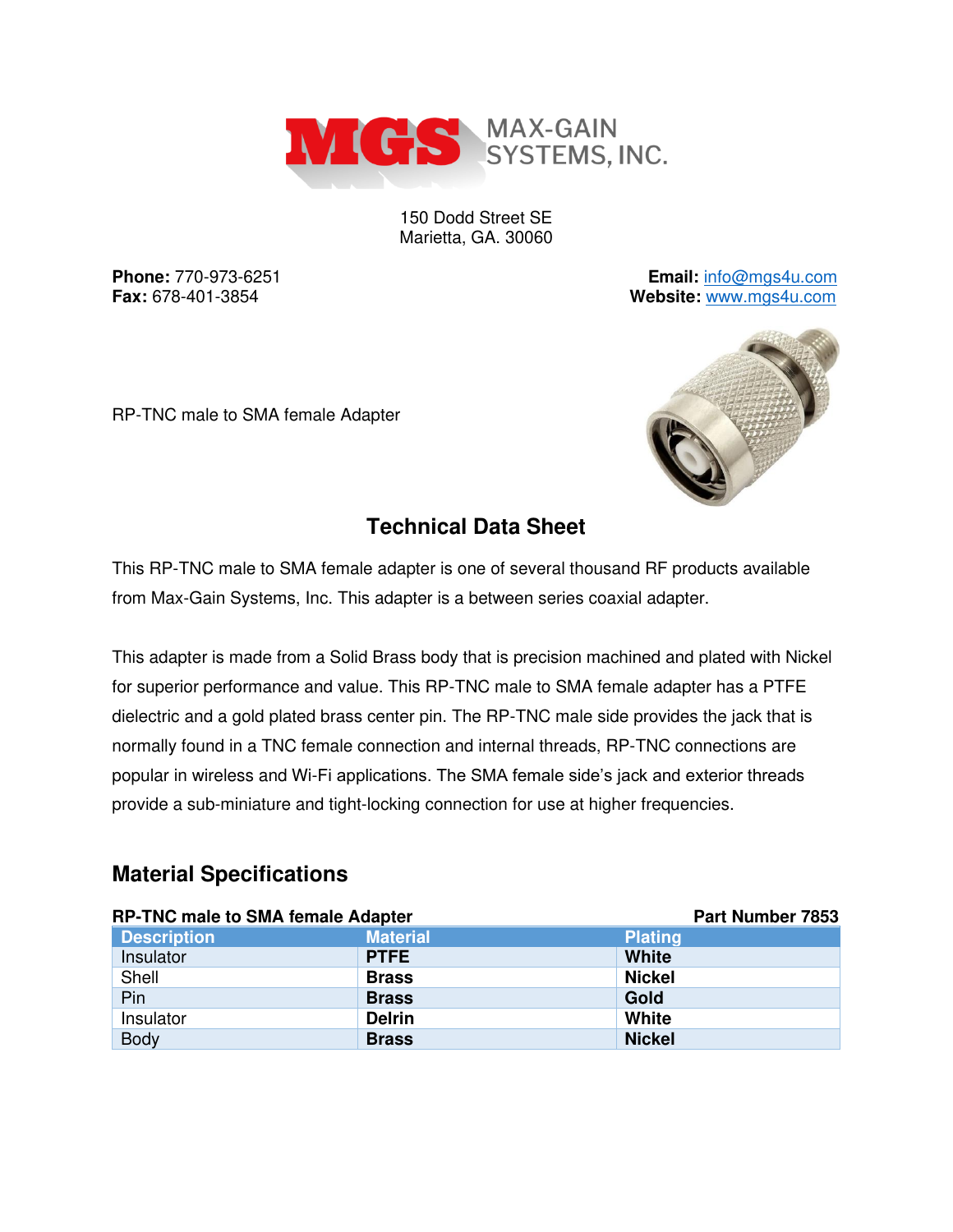MGS MAX-GAIN SYSTEMS, INC.

150 Dodd Street SE
Marietta, GA. 30060

**Phone:** 770-973-6251
**Fax:** 678-401-3854

**Email:** info@mgs4u.com
**Website:** www.mgs4u.com

RP-TNC male to SMA female Adapter

## Technical Data Sheet

This RP-TNC male to SMA female adapter is one of several thousand RF products available from Max-Gain Systems, Inc. This adapter is a between series coaxial adapter.

This adapter is made from a Solid Brass body that is precision machined and plated with Nickel for superior performance and value. This RP-TNC male to SMA female adapter has a PTFE dielectric and a gold plated brass center pin. The RP-TNC male side provides the jack that is normally found in a TNC female connection and internal threads, RP-TNC connections are popular in wireless and Wi-Fi applications. The SMA female side's jack and exterior threads provide a sub-miniature and tight-locking connection for use at higher frequencies.

## Material Specifications

**RP-TNC male to SMA female Adapter** — **Part Number 7853**

| Description | Material | Plating |
|---|---|---|
| Insulator | **PTFE** | **White** |
| Shell | **Brass** | **Nickel** |
| Pin | **Brass** | **Gold** |
| Insulator | **Delrin** | **White** |
| Body | **Brass** | **Nickel** |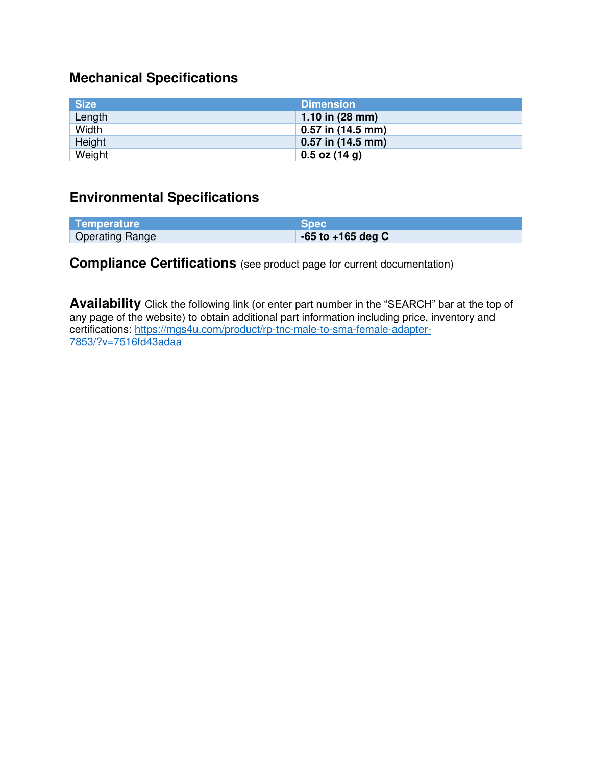## Mechanical Specifications

| Size | Dimension |
| --- | --- |
| Length | **1.10 in (28 mm)** |
| Width | **0.57 in (14.5 mm)** |
| Height | **0.57 in (14.5 mm)** |
| Weight | **0.5 oz (14 g)** |

## Environmental Specifications

| Temperature | Spec |
| --- | --- |
| Operating Range | **-65 to +165 deg C** |

## Compliance Certifications (see product page for current documentation)

**Availability** Click the following link (or enter part number in the “SEARCH” bar at the top of any page of the website) to obtain additional part information including price, inventory and certifications: https://mgs4u.com/product/rp-tnc-male-to-sma-female-adapter-7853/?v=7516fd43adaa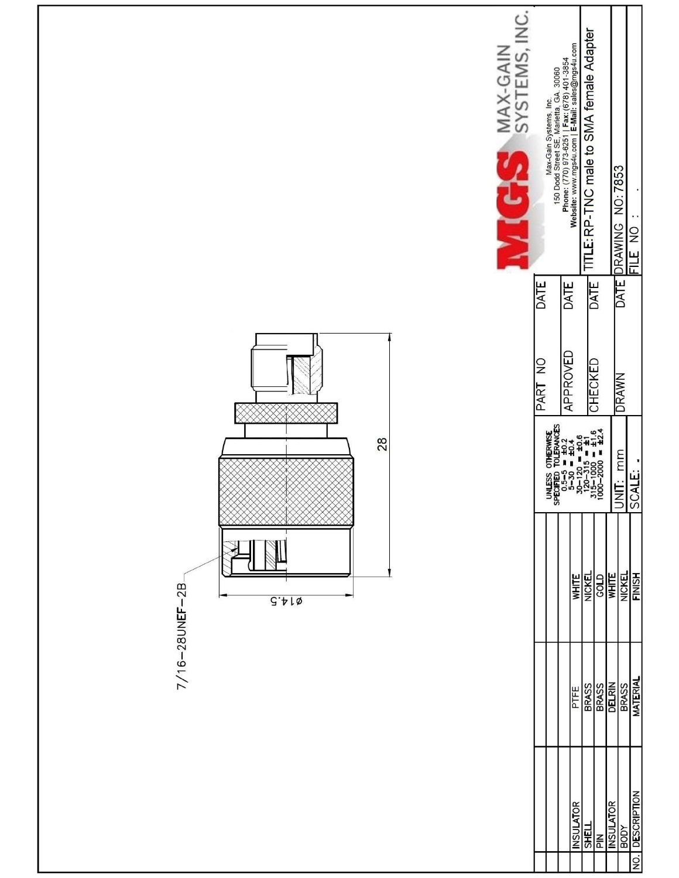7/16-28UNEF-2B

ø14.5

28

| NO. | DESCRIPTION | MATERIAL | FINISH |
|---|---|---|---|
| | BODY | BRASS | NICKEL |
| | INSULATOR | DELRIN | WHITE |
| | PIN | BRASS | GOLD |
| | SHELL | BRASS | NICKEL |
| | INSULATOR | PTFE | WHITE |

UNLESS OTHERWISE SPECIFIED TOLERANCES
0.5~5 = ±0.2
5~30 = ±0.4
30~120 = ±0.6
120~315 = ±1
315~1000 = ±1.6
1000~2000 = ±2.4

UNIT: mm

SCALE: .

| | |
|---|---|
| PART NO | DATE |
| APPROVED | DATE |
| CHECKED | DATE |
| DRAWN | DATE |

**MGS** MAX-GAIN SYSTEMS, INC.

Max-Gain Systems, Inc.
150 Dodd Street SE, Marietta, GA. 30060
Phone: (770) 973-6251 | Fax: (678) 401-3854
Website: www.mgs4u.com | E-Mail: sales@mgs4u.com

TITLE: RP-TNC male to SMA female Adapter

DRAWING NO: 7853

FILE NO : .